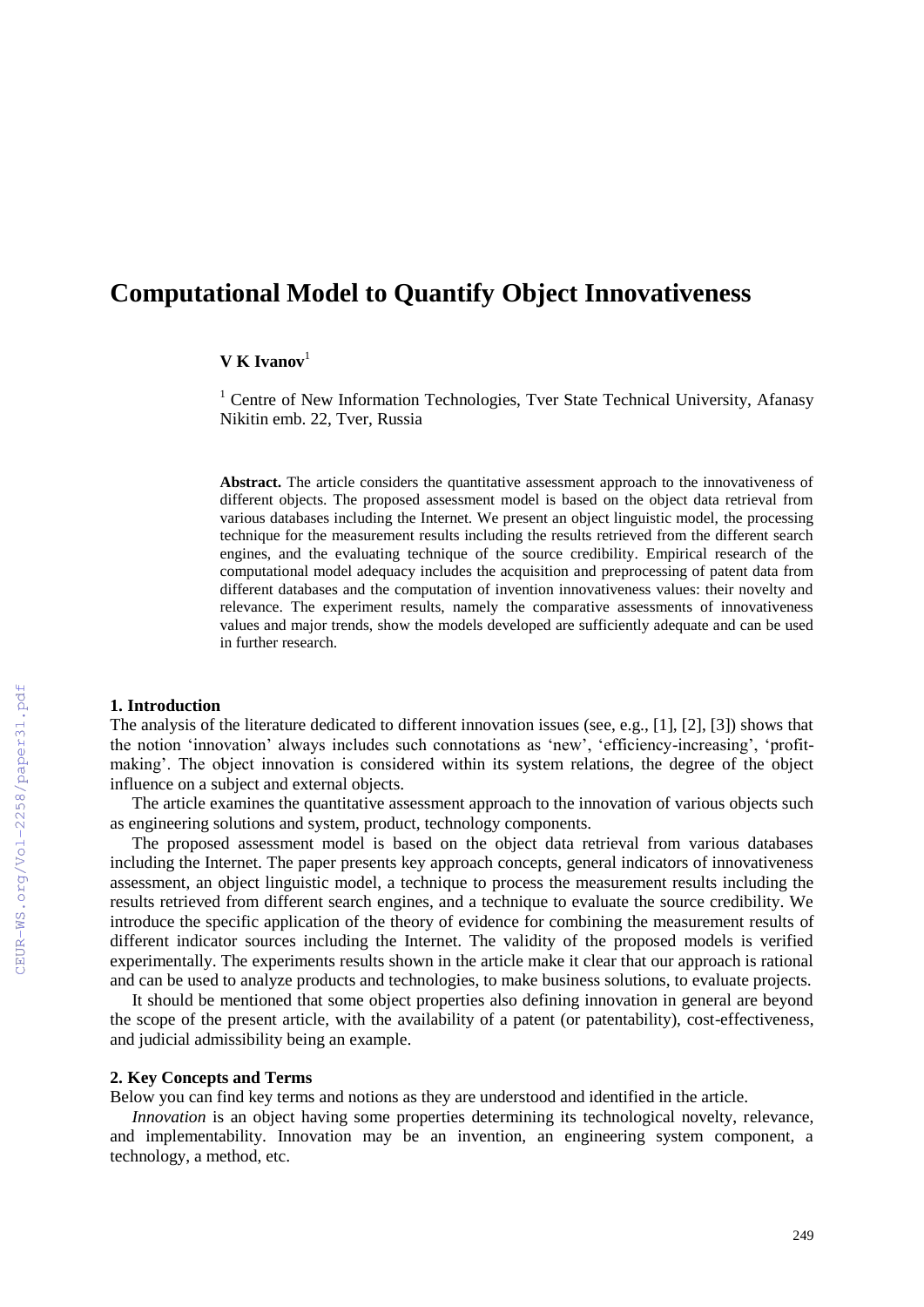# Computational Model to Quantify Object Innovativeness

**V K Ivanov**[1]

[1] Centre of New Information Technologies, Tver State Technical University, Afanasy Nikitin emb. 22, Tver, Russia

**Abstract.** The article considers the quantitative assessment approach to the innovativeness of different objects. The proposed assessment model is based on the object data retrieval from various databases including the Internet. We present an object linguistic model, the processing technique for the measurement results including the results retrieved from the different search engines, and the evaluating technique of the source credibility. Empirical research of the computational model adequacy includes the acquisition and preprocessing of patent data from different databases and the computation of invention innovativeness values: their novelty and relevance. The experiment results, namely the comparative assessments of innovativeness values and major trends, show the models developed are sufficiently adequate and can be used in further research.

## 1. Introduction

The analysis of the literature dedicated to different innovation issues (see, e.g., [1], [2], [3]) shows that the notion 'innovation' always includes such connotations as 'new', 'efficiency-increasing', 'profit-making'. The object innovation is considered within its system relations, the degree of the object influence on a subject and external objects.

The article examines the quantitative assessment approach to the innovation of various objects such as engineering solutions and system, product, technology components.

The proposed assessment model is based on the object data retrieval from various databases including the Internet. The paper presents key approach concepts, general indicators of innovativeness assessment, an object linguistic model, a technique to process the measurement results including the results retrieved from different search engines, and a technique to evaluate the source credibility. We introduce the specific application of the theory of evidence for combining the measurement results of different indicator sources including the Internet. The validity of the proposed models is verified experimentally. The experiments results shown in the article make it clear that our approach is rational and can be used to analyze products and technologies, to make business solutions, to evaluate projects.

It should be mentioned that some object properties also defining innovation in general are beyond the scope of the present article, with the availability of a patent (or patentability), cost-effectiveness, and judicial admissibility being an example.

## 2. Key Concepts and Terms

Below you can find key terms and notions as they are understood and identified in the article.

*Innovation* is an object having some properties determining its technological novelty, relevance, and implementability. Innovation may be an invention, an engineering system component, a technology, a method, etc.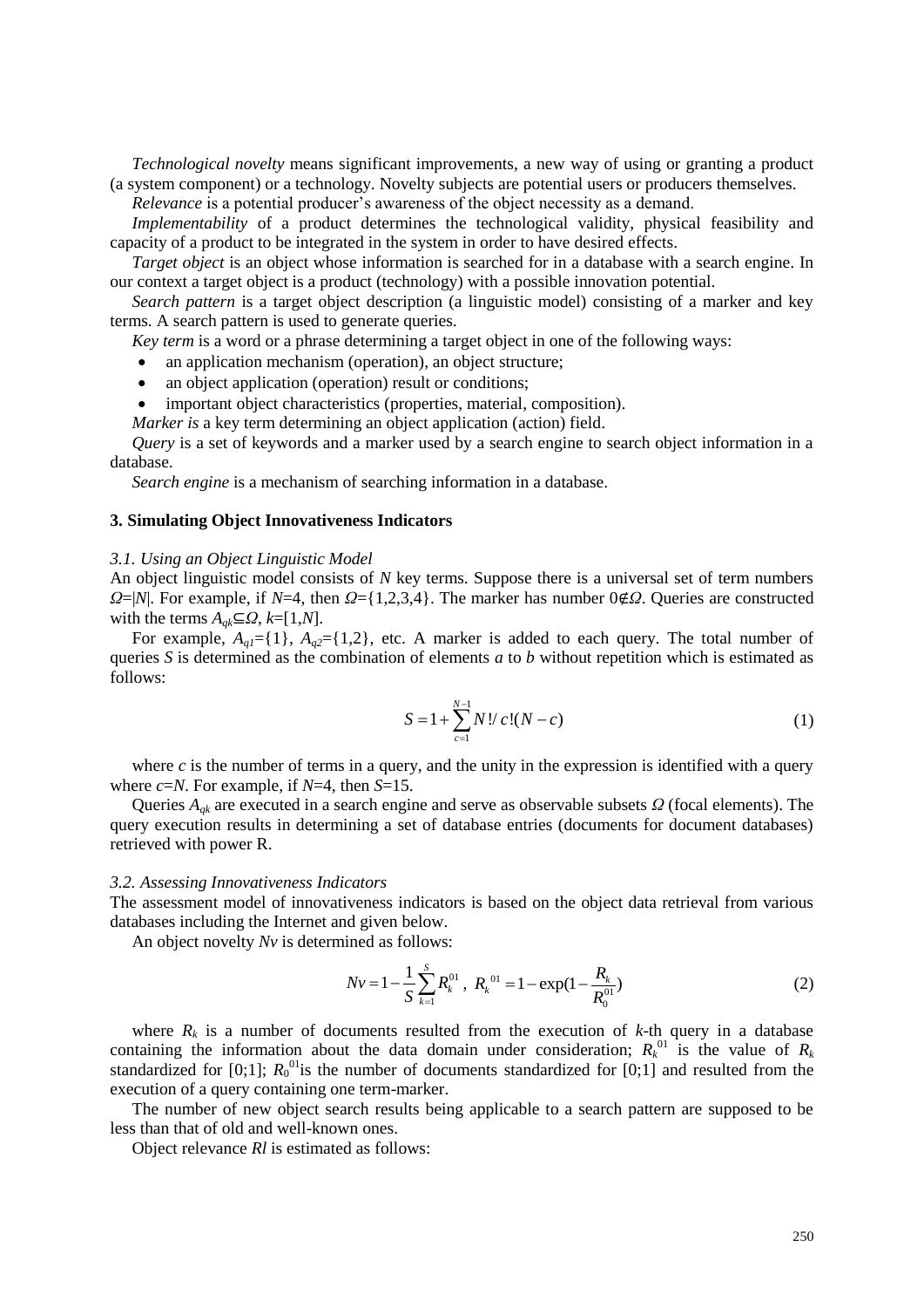*Technological novelty* means significant improvements, a new way of using or granting a product (a system component) or a technology. Novelty subjects are potential users or producers themselves.

*Relevance* is a potential producer's awareness of the object necessity as a demand.

*Implementability* of a product determines the technological validity, physical feasibility and capacity of a product to be integrated in the system in order to have desired effects.

*Target object* is an object whose information is searched for in a database with a search engine. In our context a target object is a product (technology) with a possible innovation potential.

*Search pattern* is a target object description (a linguistic model) consisting of a marker and key terms. A search pattern is used to generate queries.

*Key term* is a word or a phrase determining a target object in one of the following ways:

- an application mechanism (operation), an object structure;
- an object application (operation) result or conditions;
- important object characteristics (properties, material, composition).

*Marker is* a key term determining an object application (action) field.

*Query* is a set of keywords and a marker used by a search engine to search object information in a database.

*Search engine* is a mechanism of searching information in a database.

### 3. Simulating Object Innovativeness Indicators

*3.1. Using an Object Linguistic Model*

An object linguistic model consists of $N$ key terms. Suppose there is a universal set of term numbers $\Omega=|N|$. For example, if $N$=4, then $\Omega=\{1,2,3,4\}$. The marker has number $0\notin\Omega$. Queries are constructed with the terms $A_{qk}\subseteq\Omega$, $k=[1,N]$.

For example, $A_{q1}=\{1\}$, $A_{q2}=\{1,2\}$, etc. A marker is added to each query. The total number of queries $S$ is determined as the combination of elements $a$ to $b$ without repetition which is estimated as follows:

$$S = 1 + \sum_{c=1}^{N-1} N!/\,c!(N-c) \tag{1}$$

where $c$ is the number of terms in a query, and the unity in the expression is identified with a query where $c=N$. For example, if $N$=4, then $S$=15.

Queries $A_{qk}$ are executed in a search engine and serve as observable subsets $\Omega$ (focal elements). The query execution results in determining a set of database entries (documents for document databases) retrieved with power R.

*3.2. Assessing Innovativeness Indicators*

The assessment model of innovativeness indicators is based on the object data retrieval from various databases including the Internet and given below.

An object novelty $Nv$ is determined as follows:

$$Nv = 1 - \frac{1}{S}\sum_{k=1}^{S} R_k^{01}, \; R_k^{01} = 1 - \exp(1 - \frac{R_k}{R_0^{01}}) \tag{2}$$

where $R_k$ is a number of documents resulted from the execution of $k$-th query in a database containing the information about the data domain under consideration; $R_k^{01}$ is the value of $R_k$ standardized for [0;1]; $R_0^{01}$is the number of documents standardized for [0;1] and resulted from the execution of a query containing one term-marker.

The number of new object search results being applicable to a search pattern are supposed to be less than that of old and well-known ones.

Object relevance $Rl$ is estimated as follows: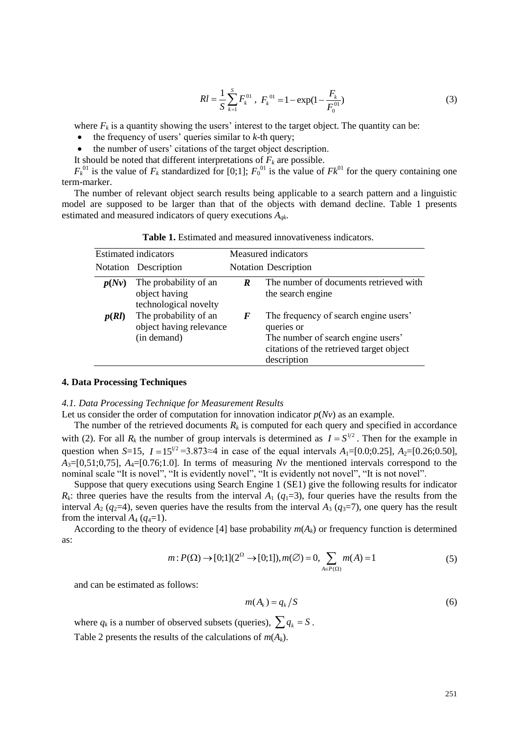$$Rl = \frac{1}{S}\sum_{k=1}^{S} F_k^{01}\ ,\ \ F_k^{01} = 1 - \exp(1 - \frac{F_k}{F_0^{01}}) \tag{3}$$

where $F_k$ is a quantity showing the users' interest to the target object. The quantity can be:

- the frequency of users' queries similar to $k$-th query;
- the number of users' citations of the target object description.

It should be noted that different interpretations of $F_k$ are possible.

$F_k^{01}$ is the value of $F_k$ standardized for [0;1]; $F_0^{01}$ is the value of $Fk^{01}$ for the query containing one term-marker.

The number of relevant object search results being applicable to a search pattern and a linguistic model are supposed to be larger than that of the objects with demand decline. Table 1 presents estimated and measured indicators of query executions $A_{qk}$.

**Table 1.** Estimated and measured innovativeness indicators.

| Estimated indicators | | Measured indicators | |
|---|---|---|---|
| Notation | Description | Notation | Description |
| ***p*(*Nv*)** | The probability of an object having technological novelty | ***R*** | The number of documents retrieved with the search engine |
| ***p*(*Rl*)** | The probability of an object having relevance (in demand) | ***F*** | The frequency of search engine users' queries or The number of search engine users' citations of the retrieved target object description |

## 4. Data Processing Techniques

### *4.1. Data Processing Technique for Measurement Results*

Let us consider the order of computation for innovation indicator $p(Nv)$ as an example.

The number of the retrieved documents $R_k$ is computed for each query and specified in accordance with (2). For all $R_k$ the number of group intervals is determined as $I = S^{1/2}$. Then for the example in question when $S$=15, $I = 15^{1/2}$ =3.873≈4 in case of the equal intervals $A_1$=[0.0;0.25], $A_2$=[0.26;0.50], $A_3$=[0,51;0,75], $A_4$=[0.76;1.0]. In terms of measuring $Nv$ the mentioned intervals correspond to the nominal scale "It is novel", "It is evidently novel", "It is evidently not novel", "It is not novel".

Suppose that query executions using Search Engine 1 (SE1) give the following results for indicator $R_k$: three queries have the results from the interval $A_1$ ($q_1$=3), four queries have the results from the interval $A_2$ ($q_2$=4), seven queries have the results from the interval $A_3$ ($q_3$=7), one query has the result from the interval $A_4$ ($q_4$=1).

According to the theory of evidence [4] base probability $m(A_k)$ or frequency function is determined as:

$$m : P(\Omega) \to [0;1](2^{\Omega} \to [0;1]), m(\varnothing) = 0, \sum_{A \in P(\Omega)} m(A) = 1 \tag{5}$$

and can be estimated as follows:

$$m(A_k) = q_k / S \tag{6}$$

where $q_k$ is a number of observed subsets (queries), $\sum q_k = S$.

Table 2 presents the results of the calculations of $m(A_k)$.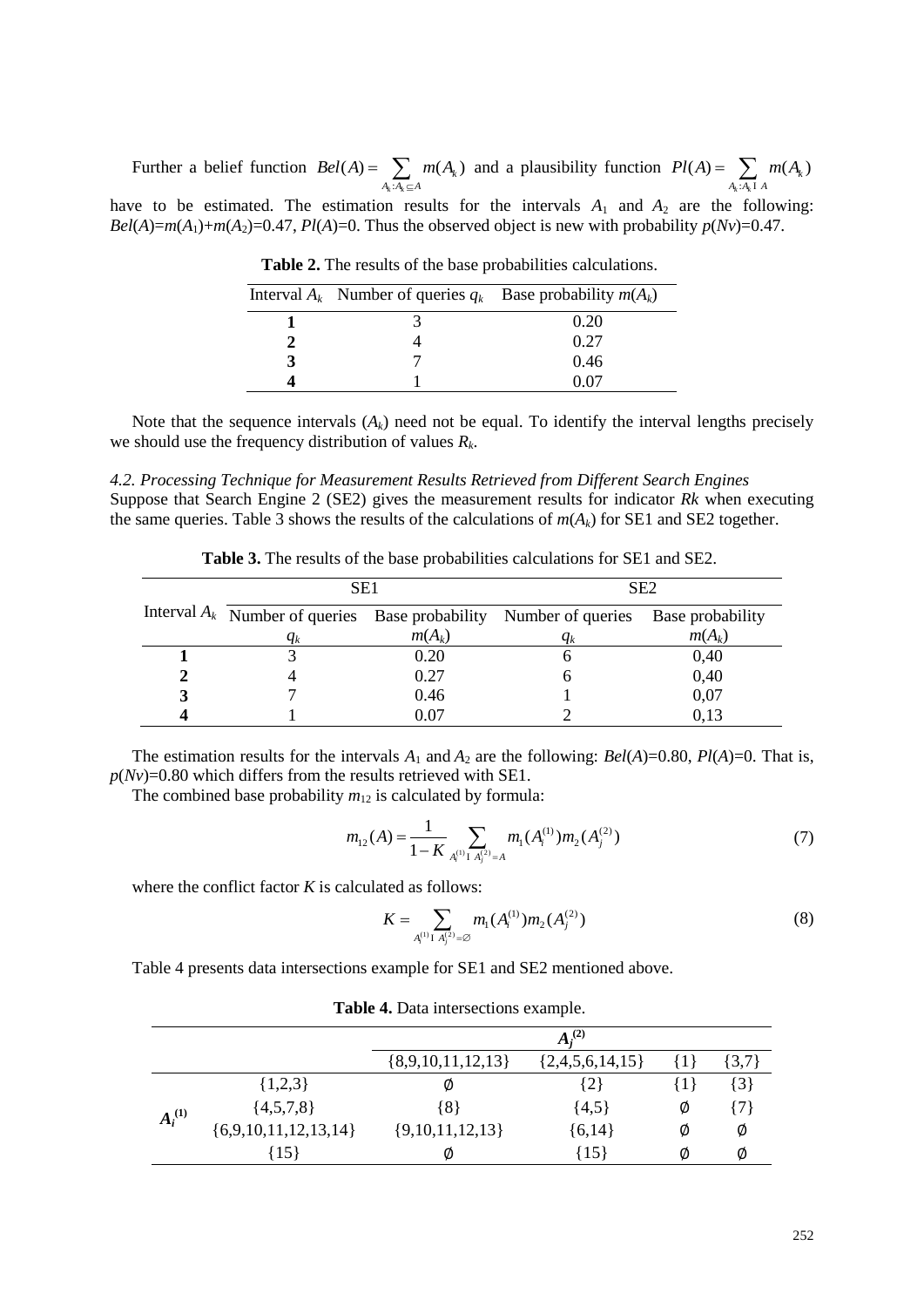Further a belief function $Bel(A) = \sum_{A_k : A_k \subseteq A} m(A_k)$ and a plausibility function $Pl(A) = \sum_{A_k : A_k \cap A} m(A_k)$ have to be estimated. The estimation results for the intervals $A_1$ and $A_2$ are the following: $Bel(A)=m(A_1)+m(A_2)=0.47$, $Pl(A)=0$. Thus the observed object is new with probability $p(Nv)=0.47$.

**Table 2.** The results of the base probabilities calculations.

| Interval $A_k$ | Number of queries $q_k$ | Base probability $m(A_k)$ |
|---|---|---|
| **1** | 3 | 0.20 |
| **2** | 4 | 0.27 |
| **3** | 7 | 0.46 |
| **4** | 1 | 0.07 |

Note that the sequence intervals ($A_k$) need not be equal. To identify the interval lengths precisely we should use the frequency distribution of values $R_k$.

*4.2. Processing Technique for Measurement Results Retrieved from Different Search Engines*

Suppose that Search Engine 2 (SE2) gives the measurement results for indicator *Rk* when executing the same queries. Table 3 shows the results of the calculations of $m(A_k)$ for SE1 and SE2 together.

**Table 3.** The results of the base probabilities calculations for SE1 and SE2.

| | SE1 | | SE2 | |
|---|---|---|---|---|
| Interval $A_k$ | Number of queries $q_k$ | Base probability $m(A_k)$ | Number of queries $q_k$ | Base probability $m(A_k)$ |
| **1** | 3 | 0.20 | 6 | 0,40 |
| **2** | 4 | 0.27 | 6 | 0,40 |
| **3** | 7 | 0.46 | 1 | 0,07 |
| **4** | 1 | 0.07 | 2 | 0,13 |

The estimation results for the intervals $A_1$ and $A_2$ are the following: $Bel(A)=0.80$, $Pl(A)=0$. That is, $p(Nv)=0.80$ which differs from the results retrieved with SE1.

The combined base probability $m_{12}$ is calculated by formula:

$$m_{12}(A) = \frac{1}{1-K} \sum_{A_i^{(1)} \cap A_j^{(2)} = A} m_1(A_i^{(1)}) m_2(A_j^{(2)}) \tag{7}$$

where the conflict factor $K$ is calculated as follows:

$$K = \sum_{A_i^{(1)} \cap A_j^{(2)} = \varnothing} m_1(A_i^{(1)}) m_2(A_j^{(2)}) \tag{8}$$

Table 4 presents data intersections example for SE1 and SE2 mentioned above.

**Table 4.** Data intersections example.

| | | $A_j^{(2)}$ | | | |
|---|---|---|---|---|---|
| | | {8,9,10,11,12,13} | {2,4,5,6,14,15} | {1} | {3,7} |
| $A_i^{(1)}$ | {1,2,3} | ∅ | {2} | {1} | {3} |
| | {4,5,7,8} | {8} | {4,5} | ∅ | {7} |
| | {6,9,10,11,12,13,14} | {9,10,11,12,13} | {6,14} | ∅ | ∅ |
| | {15} | ∅ | {15} | ∅ | ∅ |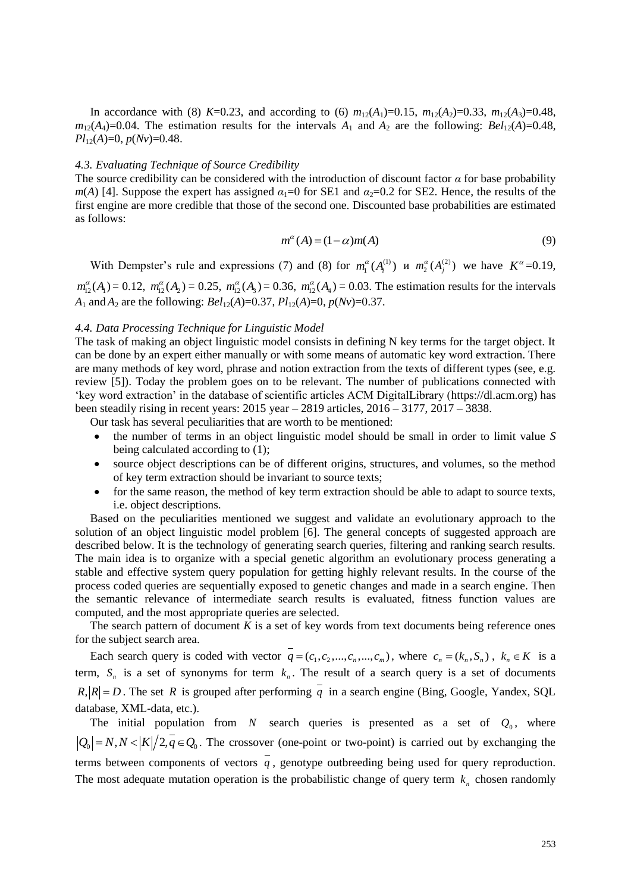In accordance with (8) $K$=0.23, and according to (6) $m_{12}(A_1)$=0.15, $m_{12}(A_2)$=0.33, $m_{12}(A_3)$=0.48, $m_{12}(A_4)$=0.04. The estimation results for the intervals $A_1$ and $A_2$ are the following: $Bel_{12}(A)$=0.48, $Pl_{12}(A)$=0, $p(Nv)$=0.48.

### *4.3. Evaluating Technique of Source Credibility*

The source credibility can be considered with the introduction of discount factor $\alpha$ for base probability $m(A)$ [4]. Suppose the expert has assigned $\alpha_1$=0 for SE1 and $\alpha_2$=0.2 for SE2. Hence, the results of the first engine are more credible that those of the second one. Discounted base probabilities are estimated as follows:

$$m^{\alpha}(A) = (1-\alpha)m(A) \tag{9}$$

With Dempster's rule and expressions (7) and (8) for $m_1^{\alpha}(A_i^{(1)})$ и $m_2^{\alpha}(A_j^{(2)})$ we have $K^{\alpha}$=0.19, $m_{12}^{\alpha}(A_1)$ = 0.12, $m_{12}^{\alpha}(A_2)$ = 0.25, $m_{12}^{\alpha}(A_3)$ = 0.36, $m_{12}^{\alpha}(A_4)$ = 0.03. The estimation results for the intervals $A_1$ and $A_2$ are the following: $Bel_{12}(A)$=0.37, $Pl_{12}(A)$=0, $p(Nv)$=0.37.

### *4.4. Data Processing Technique for Linguistic Model*

The task of making an object linguistic model consists in defining N key terms for the target object. It can be done by an expert either manually or with some means of automatic key word extraction. There are many methods of key word, phrase and notion extraction from the texts of different types (see, e.g. review [5]). Today the problem goes on to be relevant. The number of publications connected with 'key word extraction' in the database of scientific articles ACM DigitalLibrary (https://dl.acm.org) has been steadily rising in recent years: 2015 year – 2819 articles, 2016 – 3177, 2017 – 3838.

Our task has several peculiarities that are worth to be mentioned:

- the number of terms in an object linguistic model should be small in order to limit value $S$ being calculated according to (1);
- source object descriptions can be of different origins, structures, and volumes, so the method of key term extraction should be invariant to source texts;
- for the same reason, the method of key term extraction should be able to adapt to source texts, i.e. object descriptions.

Based on the peculiarities mentioned we suggest and validate an evolutionary approach to the solution of an object linguistic model problem [6]. The general concepts of suggested approach are described below. It is the technology of generating search queries, filtering and ranking search results. The main idea is to organize with a special genetic algorithm an evolutionary process generating a stable and effective system query population for getting highly relevant results. In the course of the process coded queries are sequentially exposed to genetic changes and made in a search engine. Then the semantic relevance of intermediate search results is evaluated, fitness function values are computed, and the most appropriate queries are selected.

The search pattern of document $K$ is a set of key words from text documents being reference ones for the subject search area.

Each search query is coded with vector $\overline{q} = (c_1, c_2, ..., c_n, ..., c_m)$, where $c_n = (k_n, S_n)$, $k_n \in K$ is a term, $S_n$ is a set of synonyms for term $k_n$. The result of a search query is a set of documents $R, |R| = D$. The set $R$ is grouped after performing $\overline{q}$ in a search engine (Bing, Google, Yandex, SQL database, XML-data, etc.).

The initial population from $N$ search queries is presented as a set of $Q_0$, where $|Q_0| = N, N < |K|/2, \overline{q} \in Q_0$. The crossover (one-point or two-point) is carried out by exchanging the terms between components of vectors $\overline{q}$, genotype outbreeding being used for query reproduction. The most adequate mutation operation is the probabilistic change of query term $k_n$ chosen randomly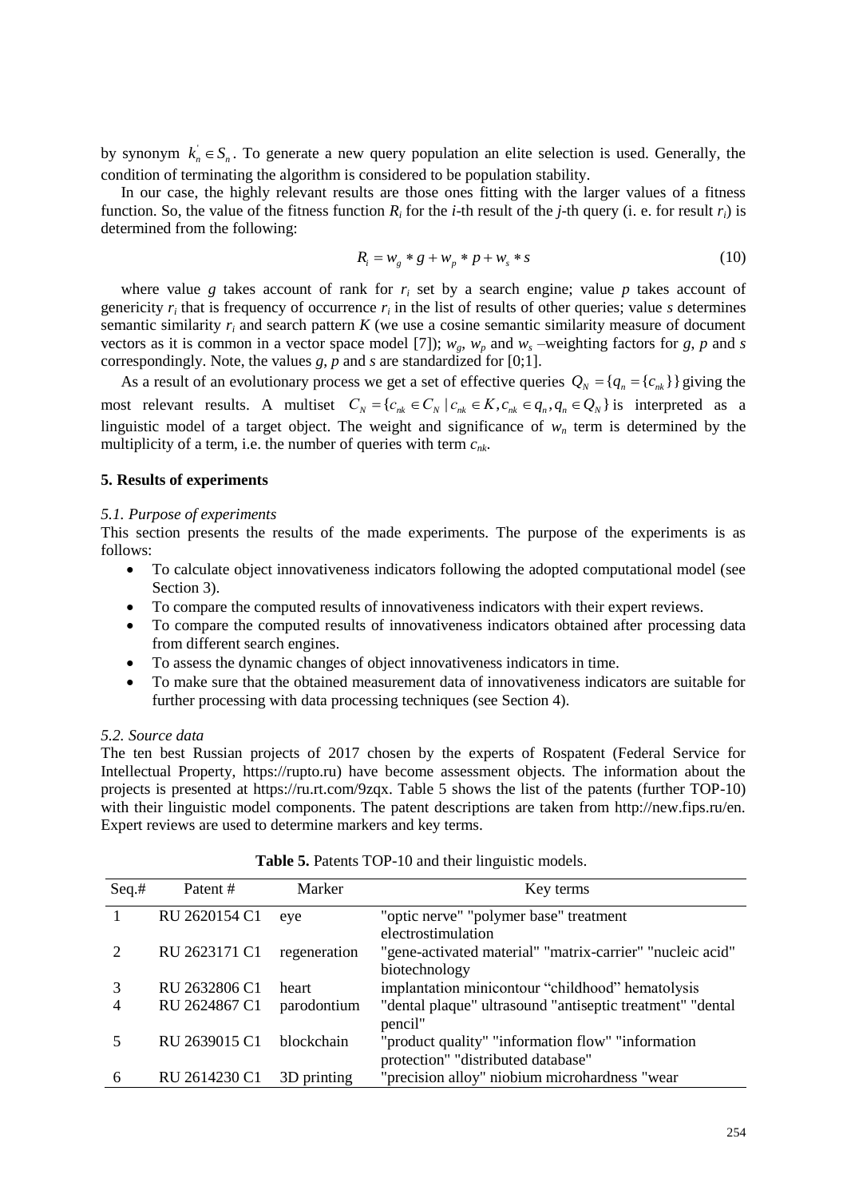by synonym $k_n^{'} \in S_n$. To generate a new query population an elite selection is used. Generally, the condition of terminating the algorithm is considered to be population stability.

In our case, the highly relevant results are those ones fitting with the larger values of a fitness function. So, the value of the fitness function $R_i$ for the $i$-th result of the $j$-th query (i. e. for result $r_i$) is determined from the following:

$$R_i = w_g * g + w_p * p + w_s * s \tag{10}$$

where value $g$ takes account of rank for $r_i$ set by a search engine; value $p$ takes account of genericity $r_i$ that is frequency of occurrence $r_i$ in the list of results of other queries; value $s$ determines semantic similarity $r_i$ and search pattern $K$ (we use a cosine semantic similarity measure of document vectors as it is common in a vector space model [7]); $w_g$, $w_p$ and $w_s$ –weighting factors for $g$, $p$ and $s$ correspondingly. Note, the values $g$, $p$ and $s$ are standardized for [0;1].

As a result of an evolutionary process we get a set of effective queries $Q_N = \{q_n = \{c_{nk}\}\}$ giving the most relevant results. A multiset $C_N = \{c_{nk} \in C_N \mid c_{nk} \in K, c_{nk} \in q_n, q_n \in Q_N\}$ is interpreted as a linguistic model of a target object. The weight and significance of $w_n$ term is determined by the multiplicity of a term, i.e. the number of queries with term $c_{nk}$.

## 5. Results of experiments

### *5.1. Purpose of experiments*

This section presents the results of the made experiments. The purpose of the experiments is as follows:

- To calculate object innovativeness indicators following the adopted computational model (see Section 3).
- To compare the computed results of innovativeness indicators with their expert reviews.
- To compare the computed results of innovativeness indicators obtained after processing data from different search engines.
- To assess the dynamic changes of object innovativeness indicators in time.
- To make sure that the obtained measurement data of innovativeness indicators are suitable for further processing with data processing techniques (see Section 4).

### *5.2. Source data*

The ten best Russian projects of 2017 chosen by the experts of Rospatent (Federal Service for Intellectual Property, https://rupto.ru) have become assessment objects. The information about the projects is presented at https://ru.rt.com/9zqx. Table 5 shows the list of the patents (further TOP-10) with their linguistic model components. The patent descriptions are taken from http://new.fips.ru/en. Expert reviews are used to determine markers and key terms.

**Table 5.** Patents TOP-10 and their linguistic models.

| Seq.# | Patent # | Marker | Key terms |
|---|---|---|---|
| 1 | RU 2620154 C1 | eye | "optic nerve" "polymer base" treatment electrostimulation |
| 2 | RU 2623171 C1 | regeneration | "gene-activated material" "matrix-carrier" "nucleic acid" biotechnology |
| 3 | RU 2632806 C1 | heart | implantation minicontour "childhood" hematolysis |
| 4 | RU 2624867 C1 | parodontium | "dental plaque" ultrasound "antiseptic treatment" "dental pencil" |
| 5 | RU 2639015 C1 | blockchain | "product quality" "information flow" "information protection" "distributed database" |
| 6 | RU 2614230 C1 | 3D printing | "precision alloy" niobium microhardness "wear |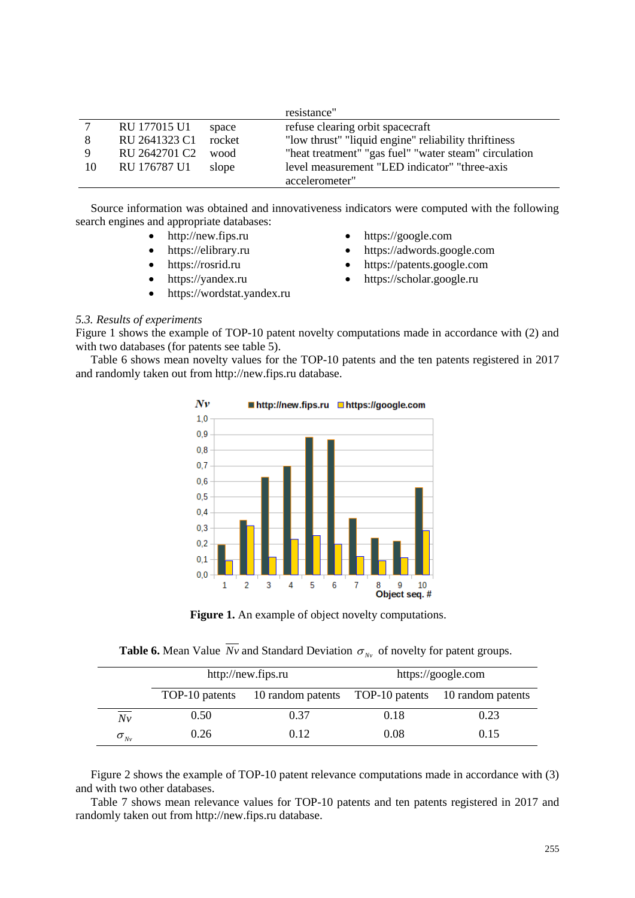| | | | resistance" |
|---|---|---|---|
| 7 | RU 177015 U1 | space | refuse clearing orbit spacecraft |
| 8 | RU 2641323 C1 | rocket | "low thrust" "liquid engine" reliability thriftiness |
| 9 | RU 2642701 C2 | wood | "heat treatment" "gas fuel" "water steam" circulation |
| 10 | RU 176787 U1 | slope | level measurement "LED indicator" "three-axis accelerometer" |

Source information was obtained and innovativeness indicators were computed with the following search engines and appropriate databases:

- http://new.fips.ru
- https://elibrary.ru
- https://rosrid.ru
- https://yandex.ru
- https://wordstat.yandex.ru
- https://google.com
- https://adwords.google.com
- https://patents.google.com
- https://scholar.google.ru

### *5.3. Results of experiments*

Figure 1 shows the example of TOP-10 patent novelty computations made in accordance with (2) and with two databases (for patents see table 5).

Table 6 shows mean novelty values for the TOP-10 patents and the ten patents registered in 2017 and randomly taken out from http://new.fips.ru database.

**Figure 1.** An example of object novelty computations.

**Table 6.** Mean Value $\overline{Nv}$ and Standard Deviation $\sigma_{Nv}$ of novelty for patent groups.

| | http://new.fips.ru | | https://google.com | |
|---|---|---|---|---|
| | TOP-10 patents | 10 random patents | TOP-10 patents | 10 random patents |
| $\overline{Nv}$ | 0.50 | 0.37 | 0.18 | 0.23 |
| $\sigma_{Nv}$ | 0.26 | 0.12 | 0.08 | 0.15 |

Figure 2 shows the example of TOP-10 patent relevance computations made in accordance with (3) and with two other databases.

Table 7 shows mean relevance values for TOP-10 patents and ten patents registered in 2017 and randomly taken out from http://new.fips.ru database.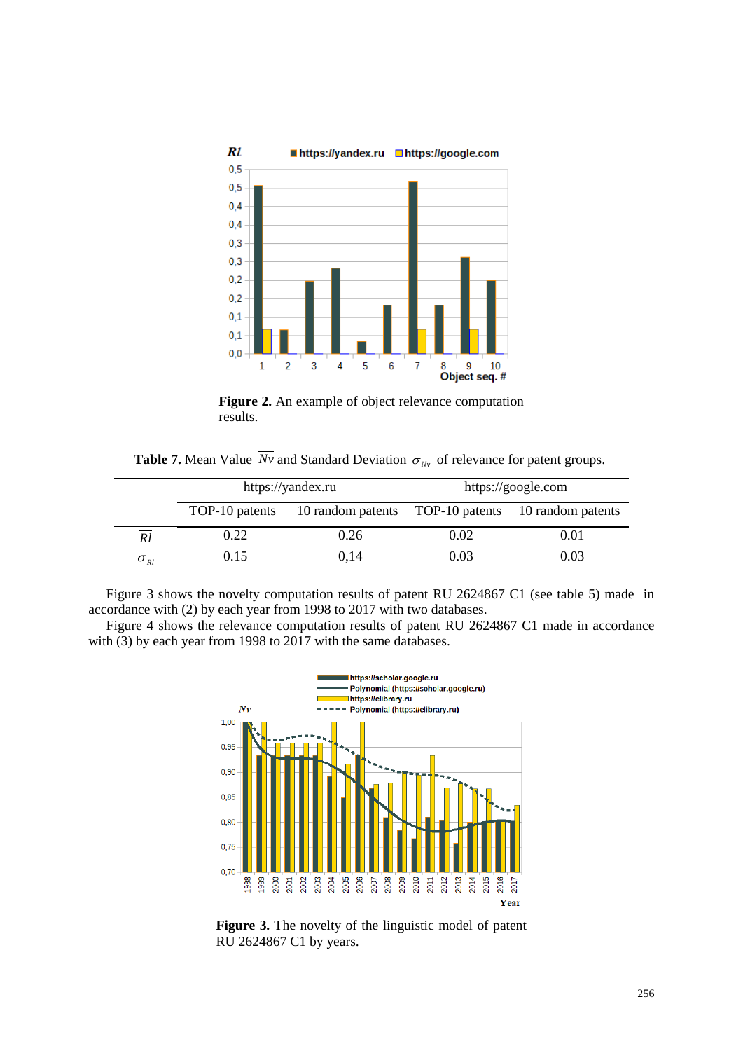**Figure 2.** An example of object relevance computation results.

**Table 7.** Mean Value $\overline{Nv}$ and Standard Deviation $\sigma_{Nv}$ of relevance for patent groups.

| | https://yandex.ru | | https://google.com | |
|---|---|---|---|---|
| | TOP-10 patents | 10 random patents | TOP-10 patents | 10 random patents |
| $\overline{Rl}$ | 0.22 | 0.26 | 0.02 | 0.01 |
| $\sigma_{Rl}$ | 0.15 | 0,14 | 0.03 | 0.03 |

Figure 3 shows the novelty computation results of patent RU 2624867 C1 (see table 5) made in accordance with (2) by each year from 1998 to 2017 with two databases.

Figure 4 shows the relevance computation results of patent RU 2624867 C1 made in accordance with (3) by each year from 1998 to 2017 with the same databases.

**Figure 3.** The novelty of the linguistic model of patent RU 2624867 C1 by years.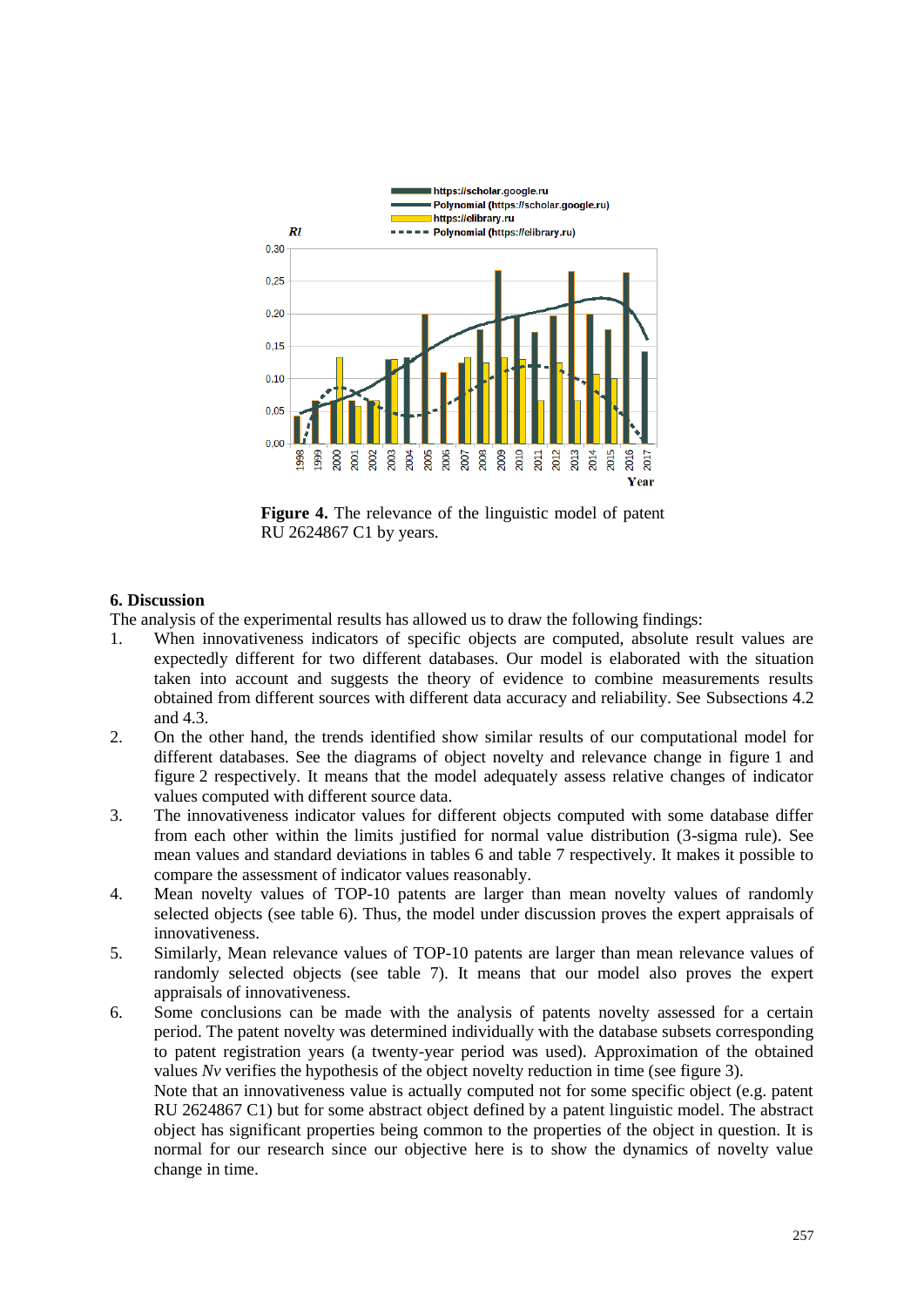**Figure 4.** The relevance of the linguistic model of patent RU 2624867 C1 by years.

## 6. Discussion

The analysis of the experimental results has allowed us to draw the following findings:

1. When innovativeness indicators of specific objects are computed, absolute result values are expectedly different for two different databases. Our model is elaborated with the situation taken into account and suggests the theory of evidence to combine measurements results obtained from different sources with different data accuracy and reliability. See Subsections 4.2 and 4.3.
2. On the other hand, the trends identified show similar results of our computational model for different databases. See the diagrams of object novelty and relevance change in figure 1 and figure 2 respectively. It means that the model adequately assess relative changes of indicator values computed with different source data.
3. The innovativeness indicator values for different objects computed with some database differ from each other within the limits justified for normal value distribution (3-sigma rule). See mean values and standard deviations in tables 6 and table 7 respectively. It makes it possible to compare the assessment of indicator values reasonably.
4. Mean novelty values of TOP-10 patents are larger than mean novelty values of randomly selected objects (see table 6). Thus, the model under discussion proves the expert appraisals of innovativeness.
5. Similarly, Mean relevance values of TOP-10 patents are larger than mean relevance values of randomly selected objects (see table 7). It means that our model also proves the expert appraisals of innovativeness.
6. Some conclusions can be made with the analysis of patents novelty assessed for a certain period. The patent novelty was determined individually with the database subsets corresponding to patent registration years (a twenty-year period was used). Approximation of the obtained values *Nv* verifies the hypothesis of the object novelty reduction in time (see figure 3).

   Note that an innovativeness value is actually computed not for some specific object (e.g. patent RU 2624867 C1) but for some abstract object defined by a patent linguistic model. The abstract object has significant properties being common to the properties of the object in question. It is normal for our research since our objective here is to show the dynamics of novelty value change in time.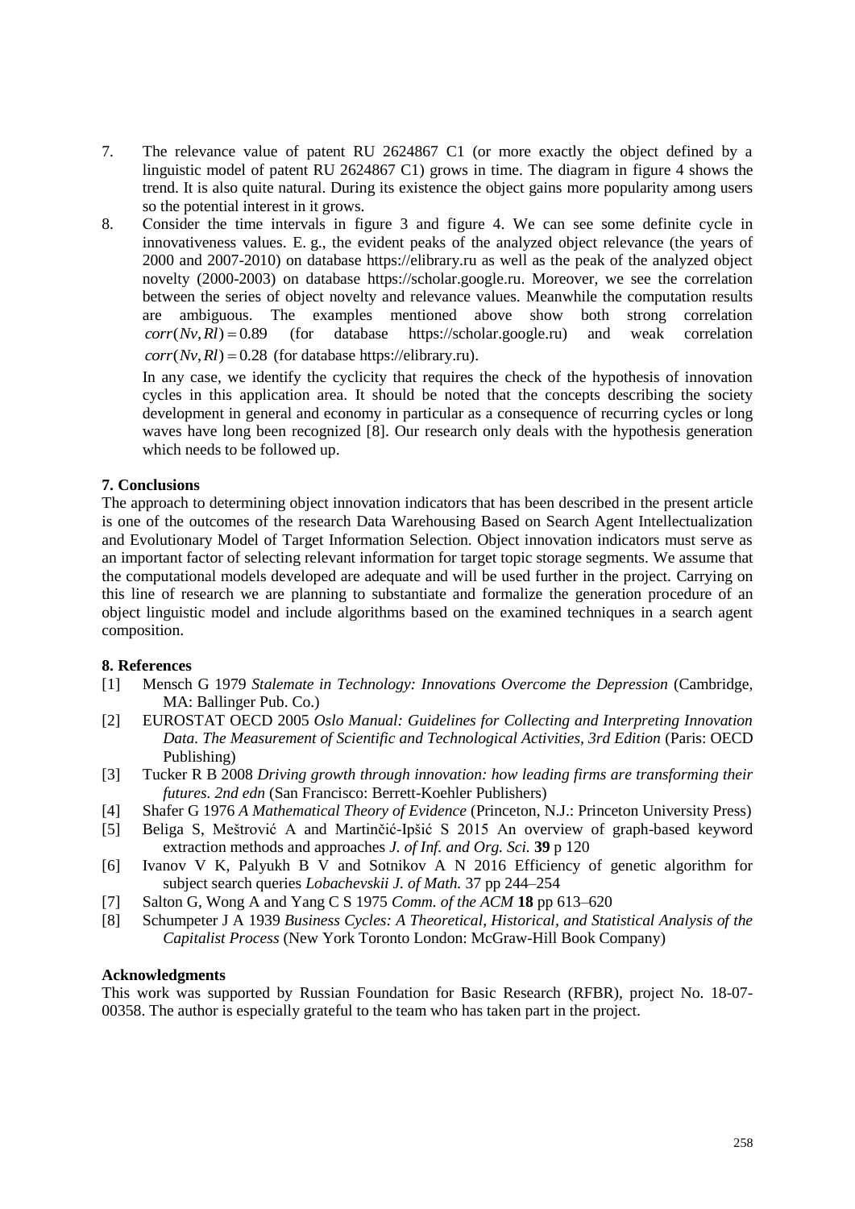7. The relevance value of patent RU 2624867 C1 (or more exactly the object defined by a linguistic model of patent RU 2624867 C1) grows in time. The diagram in figure 4 shows the trend. It is also quite natural. During its existence the object gains more popularity among users so the potential interest in it grows.
8. Consider the time intervals in figure 3 and figure 4. We can see some definite cycle in innovativeness values. E. g., the evident peaks of the analyzed object relevance (the years of 2000 and 2007-2010) on database https://elibrary.ru as well as the peak of the analyzed object novelty (2000-2003) on database https://scholar.google.ru. Moreover, we see the correlation between the series of object novelty and relevance values. Meanwhile the computation results are ambiguous. The examples mentioned above show both strong correlation $corr(Nv, Rl) = 0.89$ (for database https://scholar.google.ru) and weak correlation $corr(Nv, Rl) = 0.28$ (for database https://elibrary.ru).

   In any case, we identify the cyclicity that requires the check of the hypothesis of innovation cycles in this application area. It should be noted that the concepts describing the society development in general and economy in particular as a consequence of recurring cycles or long waves have long been recognized [8]. Our research only deals with the hypothesis generation which needs to be followed up.

## 7. Conclusions

The approach to determining object innovation indicators that has been described in the present article is one of the outcomes of the research Data Warehousing Based on Search Agent Intellectualization and Evolutionary Model of Target Information Selection. Object innovation indicators must serve as an important factor of selecting relevant information for target topic storage segments. We assume that the computational models developed are adequate and will be used further in the project. Carrying on this line of research we are planning to substantiate and formalize the generation procedure of an object linguistic model and include algorithms based on the examined techniques in a search agent composition.

## 8. References

[1] Mensch G 1979 *Stalemate in Technology: Innovations Overcome the Depression* (Cambridge, MA: Ballinger Pub. Co.)

[2] EUROSTAT OECD 2005 *Oslo Manual: Guidelines for Collecting and Interpreting Innovation Data. The Measurement of Scientific and Technological Activities, 3rd Edition* (Paris: OECD Publishing)

[3] Tucker R B 2008 *Driving growth through innovation: how leading firms are transforming their futures. 2nd edn* (San Francisco: Berrett-Koehler Publishers)

[4] Shafer G 1976 *A Mathematical Theory of Evidence* (Princeton, N.J.: Princeton University Press)

[5] Beliga S, Meštrović A and Martinčić-Ipšić S 2015 An overview of graph-based keyword extraction methods and approaches *J. of Inf. and Org. Sci.* **39** p 120

[6] Ivanov V K, Palyukh B V and Sotnikov A N 2016 Efficiency of genetic algorithm for subject search queries *Lobachevskii J. of Math.* 37 pp 244–254

[7] Salton G, Wong A and Yang C S 1975 *Comm. of the ACM* **18** pp 613–620

[8] Schumpeter J A 1939 *Business Cycles: A Theoretical, Historical, and Statistical Analysis of the Capitalist Process* (New York Toronto London: McGraw-Hill Book Company)

## Acknowledgments

This work was supported by Russian Foundation for Basic Research (RFBR), project No. 18-07-00358. The author is especially grateful to the team who has taken part in the project.